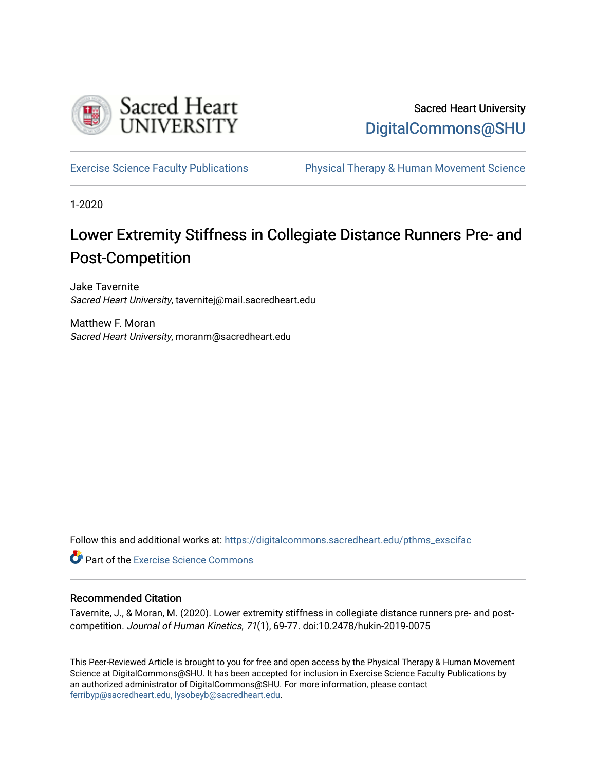Sacred Heart University

DigitalCommons@SHU

Exercise Science Faculty Publications

Physical Therapy & Human Movement Science

1-2020

# Lower Extremity Stiffness in Collegiate Distance Runners Pre- and Post-Competition

Jake Tavernite
*Sacred Heart University*, tavernitej@mail.sacredheart.edu

Matthew F. Moran
*Sacred Heart University*, moranm@sacredheart.edu

Follow this and additional works at: https://digitalcommons.sacredheart.edu/pthms_exscifac

Part of the Exercise Science Commons

## Recommended Citation

Tavernite, J., & Moran, M. (2020). Lower extremity stiffness in collegiate distance runners pre- and post-competition. *Journal of Human Kinetics*, *71*(1), 69-77. doi:10.2478/hukin-2019-0075

This Peer-Reviewed Article is brought to you for free and open access by the Physical Therapy & Human Movement Science at DigitalCommons@SHU. It has been accepted for inclusion in Exercise Science Faculty Publications by an authorized administrator of DigitalCommons@SHU. For more information, please contact ferribyp@sacredheart.edu, lysobeyb@sacredheart.edu.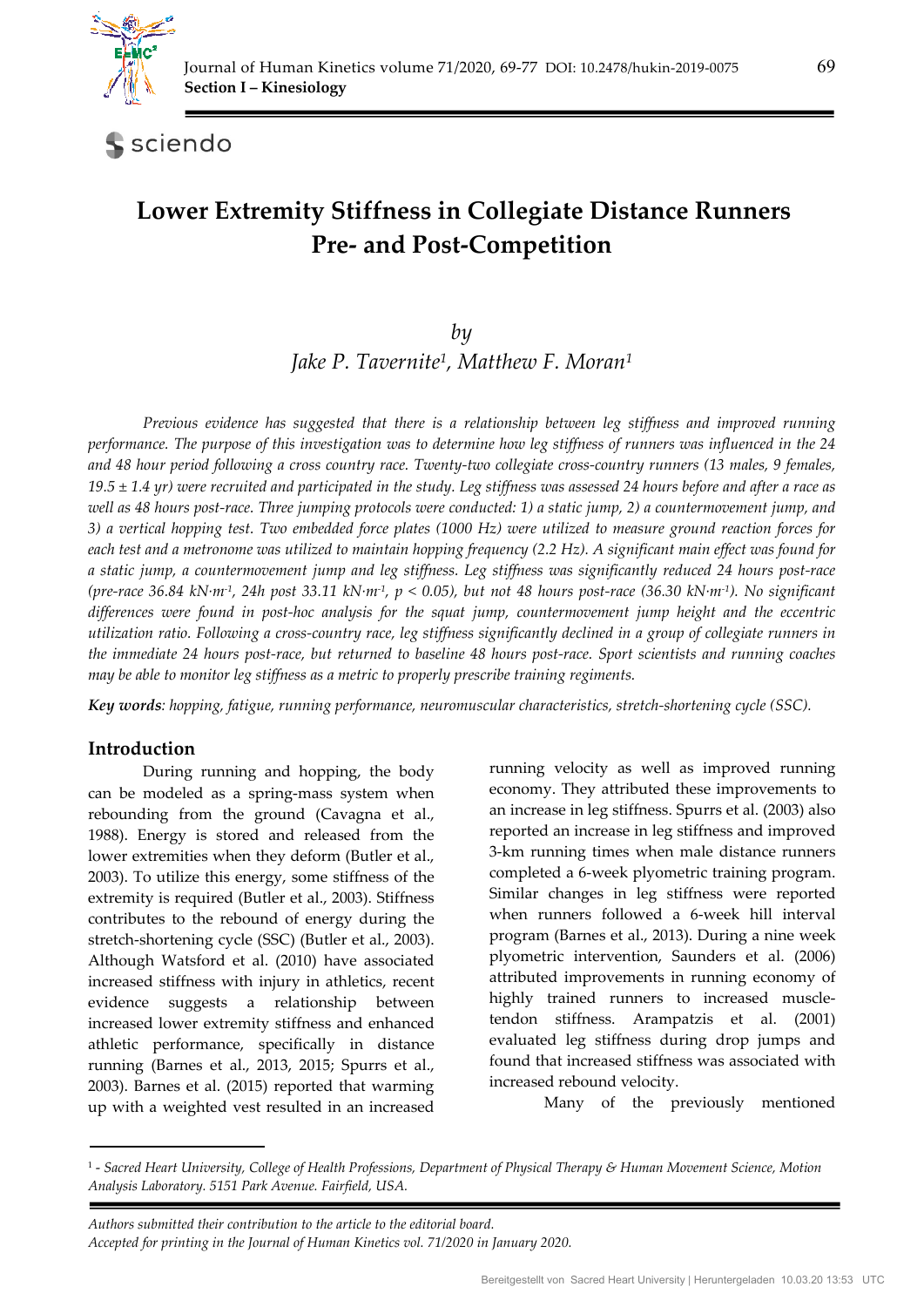# Lower Extremity Stiffness in Collegiate Distance Runners Pre- and Post-Competition

*by*

*Jake P. Tavernite[1], Matthew F. Moran[1]*

*Previous evidence has suggested that there is a relationship between leg stiffness and improved running performance. The purpose of this investigation was to determine how leg stiffness of runners was influenced in the 24 and 48 hour period following a cross country race. Twenty-two collegiate cross-country runners (13 males, 9 females, 19.5 ± 1.4 yr) were recruited and participated in the study. Leg stiffness was assessed 24 hours before and after a race as well as 48 hours post-race. Three jumping protocols were conducted: 1) a static jump, 2) a countermovement jump, and 3) a vertical hopping test. Two embedded force plates (1000 Hz) were utilized to measure ground reaction forces for each test and a metronome was utilized to maintain hopping frequency (2.2 Hz). A significant main effect was found for a static jump, a countermovement jump and leg stiffness. Leg stiffness was significantly reduced 24 hours post-race (pre-race 36.84 kN·m*$^{-1}$*, 24h post 33.11 kN·m*$^{-1}$*, $p < 0.05$), but not 48 hours post-race (36.30 kN·m*$^{-1}$*). No significant differences were found in post-hoc analysis for the squat jump, countermovement jump height and the eccentric utilization ratio. Following a cross-country race, leg stiffness significantly declined in a group of collegiate runners in the immediate 24 hours post-race, but returned to baseline 48 hours post-race. Sport scientists and running coaches may be able to monitor leg stiffness as a metric to properly prescribe training regiments.*

***Key words**: hopping, fatigue, running performance, neuromuscular characteristics, stretch-shortening cycle (SSC).*

## Introduction

During running and hopping, the body can be modeled as a spring-mass system when rebounding from the ground (Cavagna et al., 1988). Energy is stored and released from the lower extremities when they deform (Butler et al., 2003). To utilize this energy, some stiffness of the extremity is required (Butler et al., 2003). Stiffness contributes to the rebound of energy during the stretch-shortening cycle (SSC) (Butler et al., 2003). Although Watsford et al. (2010) have associated increased stiffness with injury in athletics, recent evidence suggests a relationship between increased lower extremity stiffness and enhanced athletic performance, specifically in distance running (Barnes et al., 2013, 2015; Spurrs et al., 2003). Barnes et al. (2015) reported that warming up with a weighted vest resulted in an increased running velocity as well as improved running economy. They attributed these improvements to an increase in leg stiffness. Spurrs et al. (2003) also reported an increase in leg stiffness and improved 3-km running times when male distance runners completed a 6-week plyometric training program. Similar changes in leg stiffness were reported when runners followed a 6-week hill interval program (Barnes et al., 2013). During a nine week plyometric intervention, Saunders et al. (2006) attributed improvements in running economy of highly trained runners to increased muscle-tendon stiffness. Arampatzis et al. (2001) evaluated leg stiffness during drop jumps and found that increased stiffness was associated with increased rebound velocity.

Many of the previously mentioned

[1] - *Sacred Heart University, College of Health Professions, Department of Physical Therapy & Human Movement Science, Motion Analysis Laboratory. 5151 Park Avenue. Fairfield, USA.*

*Authors submitted their contribution to the article to the editorial board.*
*Accepted for printing in the Journal of Human Kinetics vol. 71/2020 in January 2020.*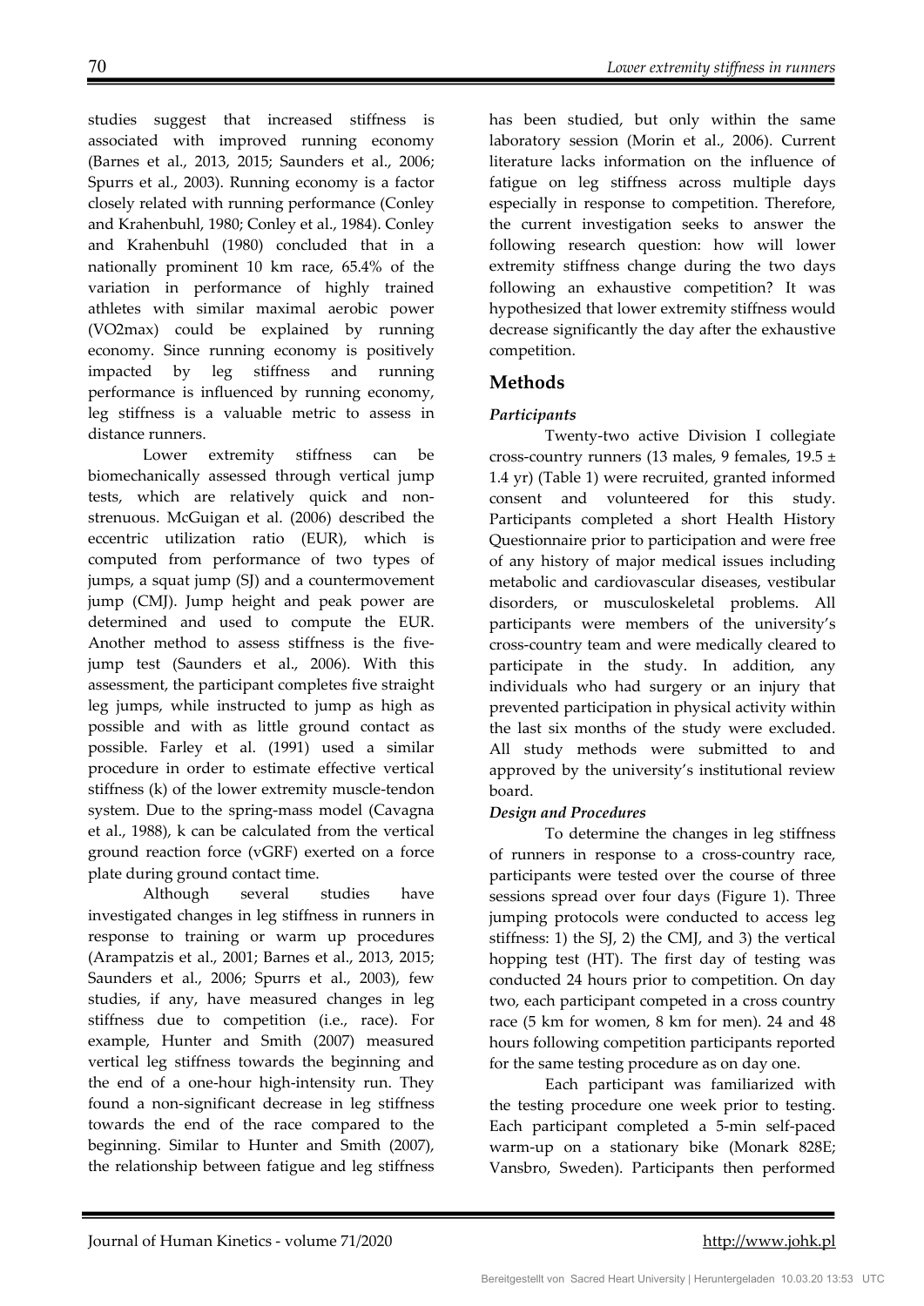studies suggest that increased stiffness is associated with improved running economy (Barnes et al., 2013, 2015; Saunders et al., 2006; Spurrs et al., 2003). Running economy is a factor closely related with running performance (Conley and Krahenbuhl, 1980; Conley et al., 1984). Conley and Krahenbuhl (1980) concluded that in a nationally prominent 10 km race, 65.4% of the variation in performance of highly trained athletes with similar maximal aerobic power (VO2max) could be explained by running economy. Since running economy is positively impacted by leg stiffness and running performance is influenced by running economy, leg stiffness is a valuable metric to assess in distance runners.

Lower extremity stiffness can be biomechanically assessed through vertical jump tests, which are relatively quick and non-strenuous. McGuigan et al. (2006) described the eccentric utilization ratio (EUR), which is computed from performance of two types of jumps, a squat jump (SJ) and a countermovement jump (CMJ). Jump height and peak power are determined and used to compute the EUR. Another method to assess stiffness is the five-jump test (Saunders et al., 2006). With this assessment, the participant completes five straight leg jumps, while instructed to jump as high as possible and with as little ground contact as possible. Farley et al. (1991) used a similar procedure in order to estimate effective vertical stiffness (k) of the lower extremity muscle-tendon system. Due to the spring-mass model (Cavagna et al., 1988), k can be calculated from the vertical ground reaction force (vGRF) exerted on a force plate during ground contact time.

Although several studies have investigated changes in leg stiffness in runners in response to training or warm up procedures (Arampatzis et al., 2001; Barnes et al., 2013, 2015; Saunders et al., 2006; Spurrs et al., 2003), few studies, if any, have measured changes in leg stiffness due to competition (i.e., race). For example, Hunter and Smith (2007) measured vertical leg stiffness towards the beginning and the end of a one-hour high-intensity run. They found a non-significant decrease in leg stiffness towards the end of the race compared to the beginning. Similar to Hunter and Smith (2007), the relationship between fatigue and leg stiffness has been studied, but only within the same laboratory session (Morin et al., 2006). Current literature lacks information on the influence of fatigue on leg stiffness across multiple days especially in response to competition. Therefore, the current investigation seeks to answer the following research question: how will lower extremity stiffness change during the two days following an exhaustive competition? It was hypothesized that lower extremity stiffness would decrease significantly the day after the exhaustive competition.

## Methods

### *Participants*

Twenty-two active Division I collegiate cross-country runners (13 males, 9 females, 19.5 ± 1.4 yr) (Table 1) were recruited, granted informed consent and volunteered for this study. Participants completed a short Health History Questionnaire prior to participation and were free of any history of major medical issues including metabolic and cardiovascular diseases, vestibular disorders, or musculoskeletal problems. All participants were members of the university's cross-country team and were medically cleared to participate in the study. In addition, any individuals who had surgery or an injury that prevented participation in physical activity within the last six months of the study were excluded. All study methods were submitted to and approved by the university's institutional review board.

### *Design and Procedures*

To determine the changes in leg stiffness of runners in response to a cross-country race, participants were tested over the course of three sessions spread over four days (Figure 1). Three jumping protocols were conducted to access leg stiffness: 1) the SJ, 2) the CMJ, and 3) the vertical hopping test (HT). The first day of testing was conducted 24 hours prior to competition. On day two, each participant competed in a cross country race (5 km for women, 8 km for men). 24 and 48 hours following competition participants reported for the same testing procedure as on day one.

Each participant was familiarized with the testing procedure one week prior to testing. Each participant completed a 5-min self-paced warm-up on a stationary bike (Monark 828E; Vansbro, Sweden). Participants then performed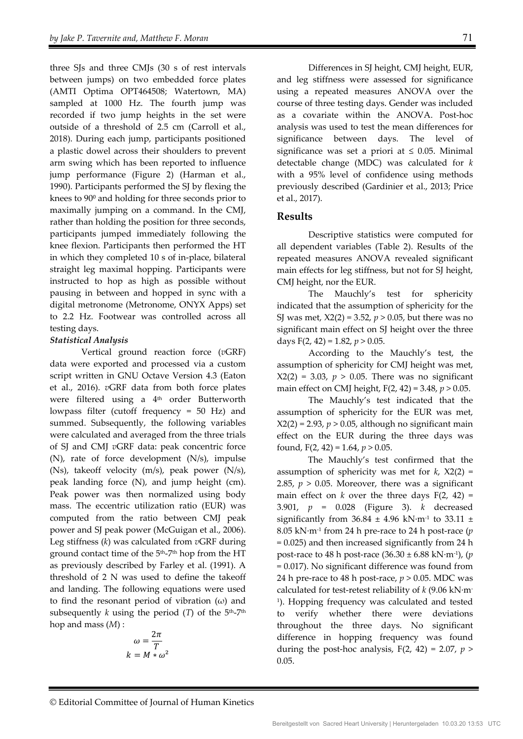three SJs and three CMJs (30 s of rest intervals between jumps) on two embedded force plates (AMTI Optima OPT464508; Watertown, MA) sampled at 1000 Hz. The fourth jump was recorded if two jump heights in the set were outside of a threshold of 2.5 cm (Carroll et al., 2018). During each jump, participants positioned a plastic dowel across their shoulders to prevent arm swing which has been reported to influence jump performance (Figure 2) (Harman et al., 1990). Participants performed the SJ by flexing the knees to $90^0$ and holding for three seconds prior to maximally jumping on a command. In the CMJ, rather than holding the position for three seconds, participants jumped immediately following the knee flexion. Participants then performed the HT in which they completed 10 s of in-place, bilateral straight leg maximal hopping. Participants were instructed to hop as high as possible without pausing in between and hopped in sync with a digital metronome (Metronome, ONYX Apps) set to 2.2 Hz. Footwear was controlled across all testing days.

***Statistical Analysis***

Vertical ground reaction force (*v*GRF) data were exported and processed via a custom script written in GNU Octave Version 4.3 (Eaton et al., 2016). *v*GRF data from both force plates were filtered using a $4^{th}$ order Butterworth lowpass filter (cutoff frequency = 50 Hz) and summed. Subsequently, the following variables were calculated and averaged from the three trials of SJ and CMJ *v*GRF data: peak concentric force (N), rate of force development (N/s), impulse (Ns), takeoff velocity (m/s), peak power (N/s), peak landing force (N), and jump height (cm). Peak power was then normalized using body mass. The eccentric utilization ratio (EUR) was computed from the ratio between CMJ peak power and SJ peak power (McGuigan et al., 2006). Leg stiffness ($k$) was calculated from *v*GRF during ground contact time of the $5^{th}$-$7^{th}$ hop from the HT as previously described by Farley et al. (1991). A threshold of 2 N was used to define the takeoff and landing. The following equations were used to find the resonant period of vibration ($\omega$) and subsequently $k$ using the period ($T$) of the $5^{th}$-$7^{th}$ hop and mass ($M$) :

$$\omega = \frac{2\pi}{T}$$
$$k = M * \omega^2$$

Differences in SJ height, CMJ height, EUR, and leg stiffness were assessed for significance using a repeated measures ANOVA over the course of three testing days. Gender was included as a covariate within the ANOVA. Post-hoc analysis was used to test the mean differences for significance between days. The level of significance was set a priori at $\leq 0.05$. Minimal detectable change (MDC) was calculated for $k$ with a 95% level of confidence using methods previously described (Gardinier et al., 2013; Price et al., 2017).

## Results

Descriptive statistics were computed for all dependent variables (Table 2). Results of the repeated measures ANOVA revealed significant main effects for leg stiffness, but not for SJ height, CMJ height, nor the EUR.

The Mauchly's test for sphericity indicated that the assumption of sphericity for the SJ was met, $X2(2) = 3.52$, $p > 0.05$, but there was no significant main effect on SJ height over the three days $F(2, 42) = 1.82$, $p > 0.05$.

According to the Mauchly's test, the assumption of sphericity for CMJ height was met, $X2(2) = 3.03$, $p > 0.05$. There was no significant main effect on CMJ height, $F(2, 42) = 3.48$, $p > 0.05$.

The Mauchly's test indicated that the assumption of sphericity for the EUR was met, $X2(2) = 2.93$, $p > 0.05$, although no significant main effect on the EUR during the three days was found, $F(2, 42) = 1.64$, $p > 0.05$.

The Mauchly's test confirmed that the assumption of sphericity was met for $k$, $X2(2) = 2.85$, $p > 0.05$. Moreover, there was a significant main effect on $k$ over the three days $F(2, 42) = 3.901$, $p = 0.028$ (Figure 3). $k$ decreased significantly from $36.84 \pm 4.96$ kN·m$^{-1}$ to $33.11 \pm 8.05$ kN·m$^{-1}$ from 24 h pre-race to 24 h post-race ($p = 0.025$) and then increased significantly from 24 h post-race to 48 h post-race ($36.30 \pm 6.88$ kN·m$^{-1}$), ($p = 0.017$). No significant difference was found from 24 h pre-race to 48 h post-race, $p > 0.05$. MDC was calculated for test-retest reliability of $k$ (9.06 kN·m$^{-1}$). Hopping frequency was calculated and tested to verify whether there were deviations throughout the three days. No significant difference in hopping frequency was found during the post-hoc analysis, $F(2, 42) = 2.07$, $p > 0.05$.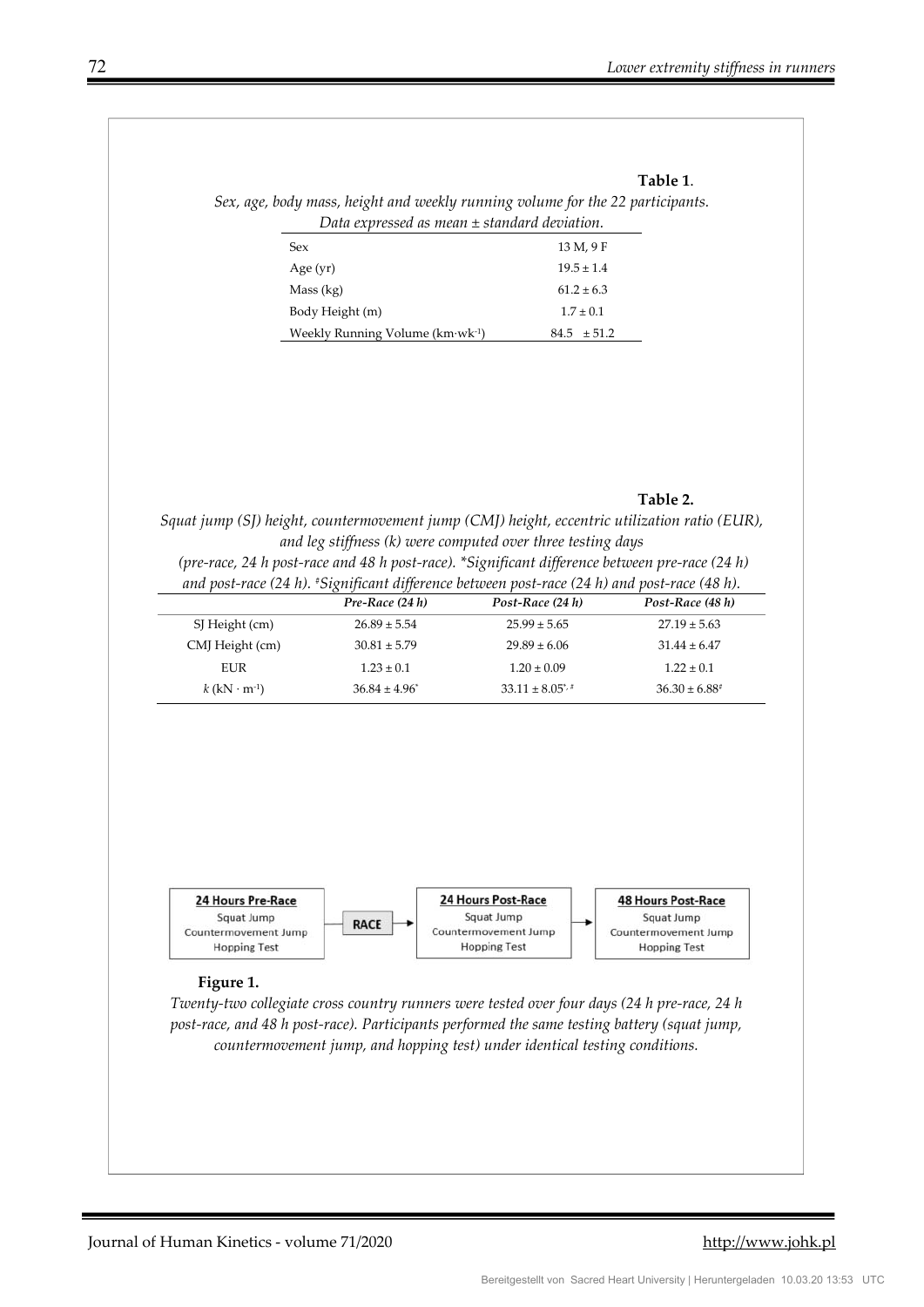**Table 1**.

*Sex, age, body mass, height and weekly running volume for the 22 participants. Data expressed as mean ± standard deviation.*

| | |
|---|---|
| Sex | 13 M, 9 F |
| Age (yr) | 19.5 ± 1.4 |
| Mass (kg) | 61.2 ± 6.3 |
| Body Height (m) | 1.7 ± 0.1 |
| Weekly Running Volume (km·wk$^{-1}$) | 84.5 ± 51.2 |

**Table 2.**

*Squat jump (SJ) height, countermovement jump (CMJ) height, eccentric utilization ratio (EUR), and leg stiffness (k) were computed over three testing days (pre-race, 24 h post-race and 48 h post-race). \*Significant difference between pre-race (24 h) and post-race (24 h). ‡Significant difference between post-race (24 h) and post-race (48 h).*

| | *Pre-Race (24 h)* | *Post-Race (24 h)* | *Post-Race (48 h)* |
|---|---|---|---|
| SJ Height (cm) | 26.89 ± 5.54 | 25.99 ± 5.65 | 27.19 ± 5.63 |
| CMJ Height (cm) | 30.81 ± 5.79 | 29.89 ± 6.06 | 31.44 ± 6.47 |
| EUR | 1.23 ± 0.1 | 1.20 ± 0.09 | 1.22 ± 0.1 |
| $k$ (kN · m$^{-1}$) | 36.84 ± 4.96* | 33.11 ± 8.05*, ‡ | 36.30 ± 6.88‡ |

| 24 Hours Pre-Race | | 24 Hours Post-Race | | 48 Hours Post-Race |
|---|---|---|---|---|
| Squat Jump<br>Countermovement Jump<br>Hopping Test | → RACE → | Squat Jump<br>Countermovement Jump<br>Hopping Test | → | Squat Jump<br>Countermovement Jump<br>Hopping Test |

**Figure 1.**

*Twenty-two collegiate cross country runners were tested over four days (24 h pre-race, 24 h post-race, and 48 h post-race). Participants performed the same testing battery (squat jump, countermovement jump, and hopping test) under identical testing conditions.*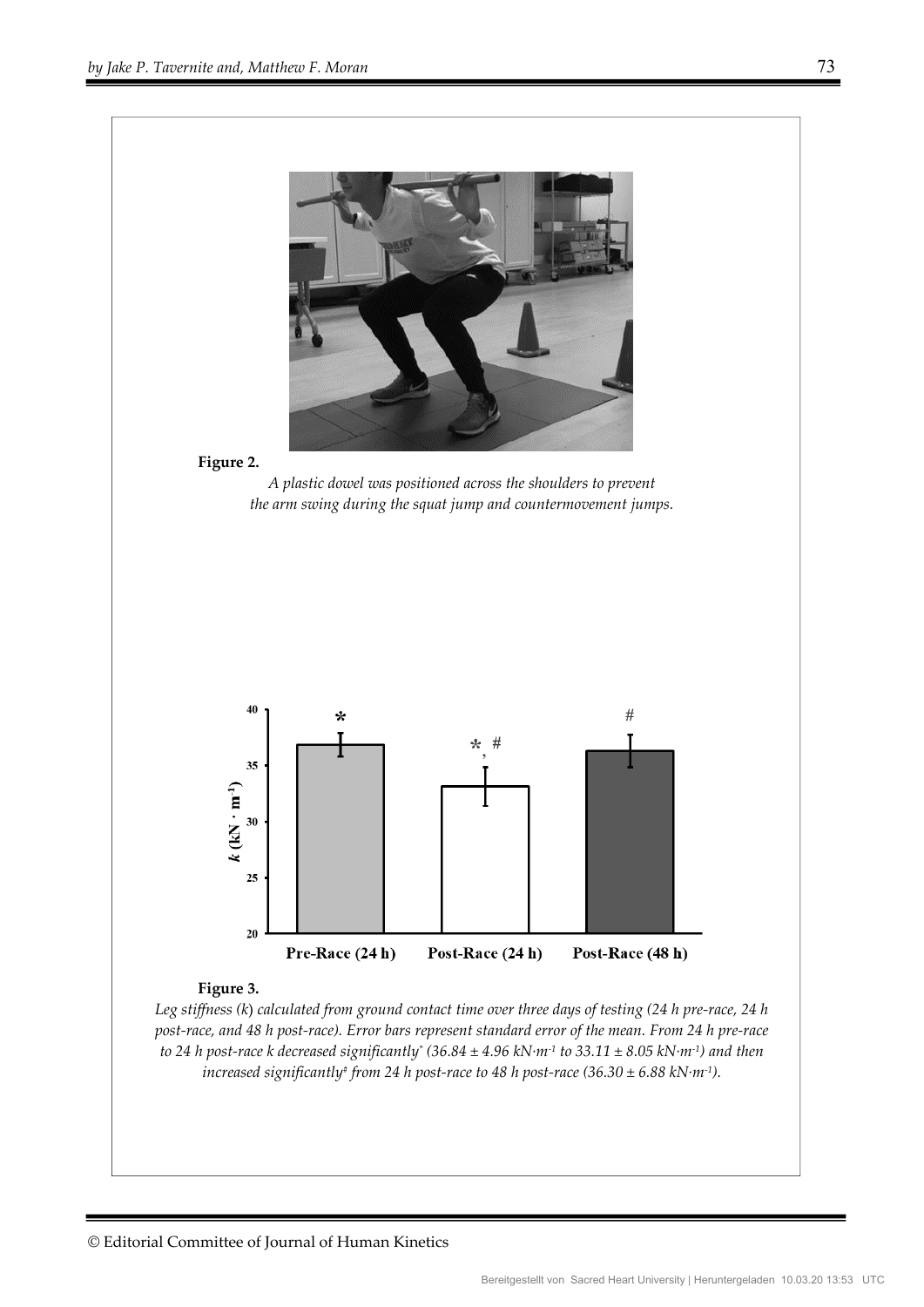**Figure 2.**

*A plastic dowel was positioned across the shoulders to prevent the arm swing during the squat jump and countermovement jumps.*

**Figure 3.**

*Leg stiffness (k) calculated from ground contact time over three days of testing (24 h pre-race, 24 h post-race, and 48 h post-race). Error bars represent standard error of the mean. From 24 h pre-race to 24 h post-race k decreased significantly* (36.84 ± 4.96 kN·m$^{-1}$ to 33.11 ± 8.05 kN·m$^{-1}$) and then increased significantly# from 24 h post-race to 48 h post-race (36.30 ± 6.88 kN·m$^{-1}$).*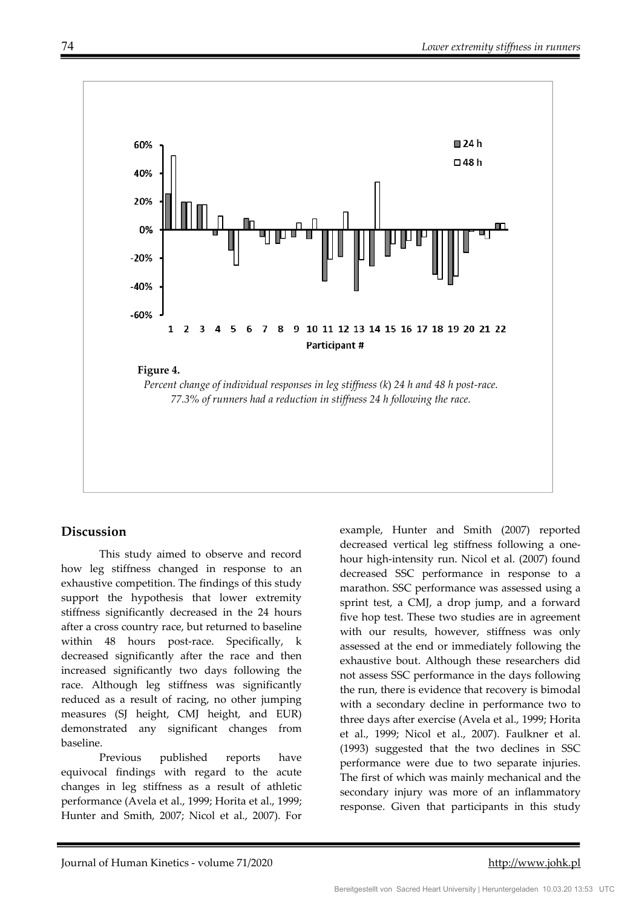**Figure 4.**

*Percent change of individual responses in leg stiffness (k) 24 h and 48 h post-race. 77.3% of runners had a reduction in stiffness 24 h following the race.*

## Discussion

This study aimed to observe and record how leg stiffness changed in response to an exhaustive competition. The findings of this study support the hypothesis that lower extremity stiffness significantly decreased in the 24 hours after a cross country race, but returned to baseline within 48 hours post-race. Specifically, k decreased significantly after the race and then increased significantly two days following the race. Although leg stiffness was significantly reduced as a result of racing, no other jumping measures (SJ height, CMJ height, and EUR) demonstrated any significant changes from baseline.

Previous published reports have equivocal findings with regard to the acute changes in leg stiffness as a result of athletic performance (Avela et al., 1999; Horita et al., 1999; Hunter and Smith, 2007; Nicol et al., 2007). For example, Hunter and Smith (2007) reported decreased vertical leg stiffness following a one-hour high-intensity run. Nicol et al. (2007) found decreased SSC performance in response to a marathon. SSC performance was assessed using a sprint test, a CMJ, a drop jump, and a forward five hop test. These two studies are in agreement with our results, however, stiffness was only assessed at the end or immediately following the exhaustive bout. Although these researchers did not assess SSC performance in the days following the run, there is evidence that recovery is bimodal with a secondary decline in performance two to three days after exercise (Avela et al., 1999; Horita et al., 1999; Nicol et al., 2007). Faulkner et al. (1993) suggested that the two declines in SSC performance were due to two separate injuries. The first of which was mainly mechanical and the secondary injury was more of an inflammatory response. Given that participants in this study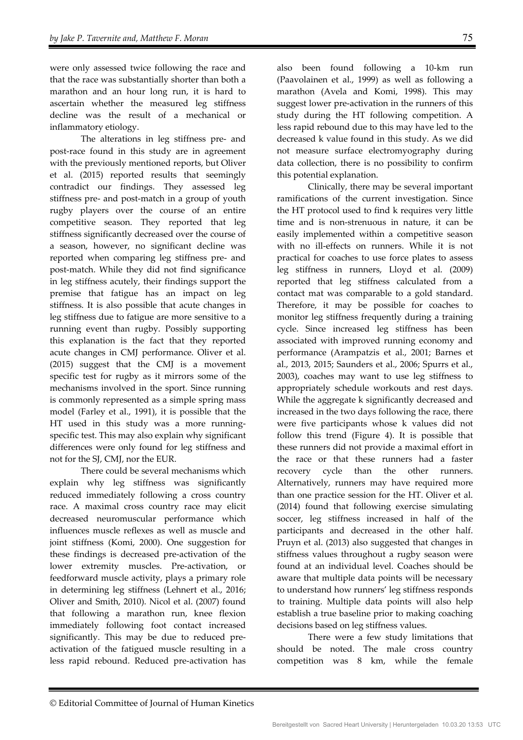were only assessed twice following the race and that the race was substantially shorter than both a marathon and an hour long run, it is hard to ascertain whether the measured leg stiffness decline was the result of a mechanical or inflammatory etiology.

The alterations in leg stiffness pre- and post-race found in this study are in agreement with the previously mentioned reports, but Oliver et al. (2015) reported results that seemingly contradict our findings. They assessed leg stiffness pre- and post-match in a group of youth rugby players over the course of an entire competitive season. They reported that leg stiffness significantly decreased over the course of a season, however, no significant decline was reported when comparing leg stiffness pre- and post-match. While they did not find significance in leg stiffness acutely, their findings support the premise that fatigue has an impact on leg stiffness. It is also possible that acute changes in leg stiffness due to fatigue are more sensitive to a running event than rugby. Possibly supporting this explanation is the fact that they reported acute changes in CMJ performance. Oliver et al. (2015) suggest that the CMJ is a movement specific test for rugby as it mirrors some of the mechanisms involved in the sport. Since running is commonly represented as a simple spring mass model (Farley et al., 1991), it is possible that the HT used in this study was a more running-specific test. This may also explain why significant differences were only found for leg stiffness and not for the SJ, CMJ, nor the EUR.

There could be several mechanisms which explain why leg stiffness was significantly reduced immediately following a cross country race. A maximal cross country race may elicit decreased neuromuscular performance which influences muscle reflexes as well as muscle and joint stiffness (Komi, 2000). One suggestion for these findings is decreased pre-activation of the lower extremity muscles. Pre-activation, or feedforward muscle activity, plays a primary role in determining leg stiffness (Lehnert et al., 2016; Oliver and Smith, 2010). Nicol et al. (2007) found that following a marathon run, knee flexion immediately following foot contact increased significantly. This may be due to reduced pre-activation of the fatigued muscle resulting in a less rapid rebound. Reduced pre-activation has also been found following a 10-km run (Paavolainen et al., 1999) as well as following a marathon (Avela and Komi, 1998). This may suggest lower pre-activation in the runners of this study during the HT following competition. A less rapid rebound due to this may have led to the decreased k value found in this study. As we did not measure surface electromyography during data collection, there is no possibility to confirm this potential explanation.

Clinically, there may be several important ramifications of the current investigation. Since the HT protocol used to find k requires very little time and is non-strenuous in nature, it can be easily implemented within a competitive season with no ill-effects on runners. While it is not practical for coaches to use force plates to assess leg stiffness in runners, Lloyd et al. (2009) reported that leg stiffness calculated from a contact mat was comparable to a gold standard. Therefore, it may be possible for coaches to monitor leg stiffness frequently during a training cycle. Since increased leg stiffness has been associated with improved running economy and performance (Arampatzis et al., 2001; Barnes et al., 2013, 2015; Saunders et al., 2006; Spurrs et al., 2003), coaches may want to use leg stiffness to appropriately schedule workouts and rest days. While the aggregate k significantly decreased and increased in the two days following the race, there were five participants whose k values did not follow this trend (Figure 4). It is possible that these runners did not provide a maximal effort in the race or that these runners had a faster recovery cycle than the other runners. Alternatively, runners may have required more than one practice session for the HT. Oliver et al. (2014) found that following exercise simulating soccer, leg stiffness increased in half of the participants and decreased in the other half. Pruyn et al. (2013) also suggested that changes in stiffness values throughout a rugby season were found at an individual level. Coaches should be aware that multiple data points will be necessary to understand how runners' leg stiffness responds to training. Multiple data points will also help establish a true baseline prior to making coaching decisions based on leg stiffness values.

There were a few study limitations that should be noted. The male cross country competition was 8 km, while the female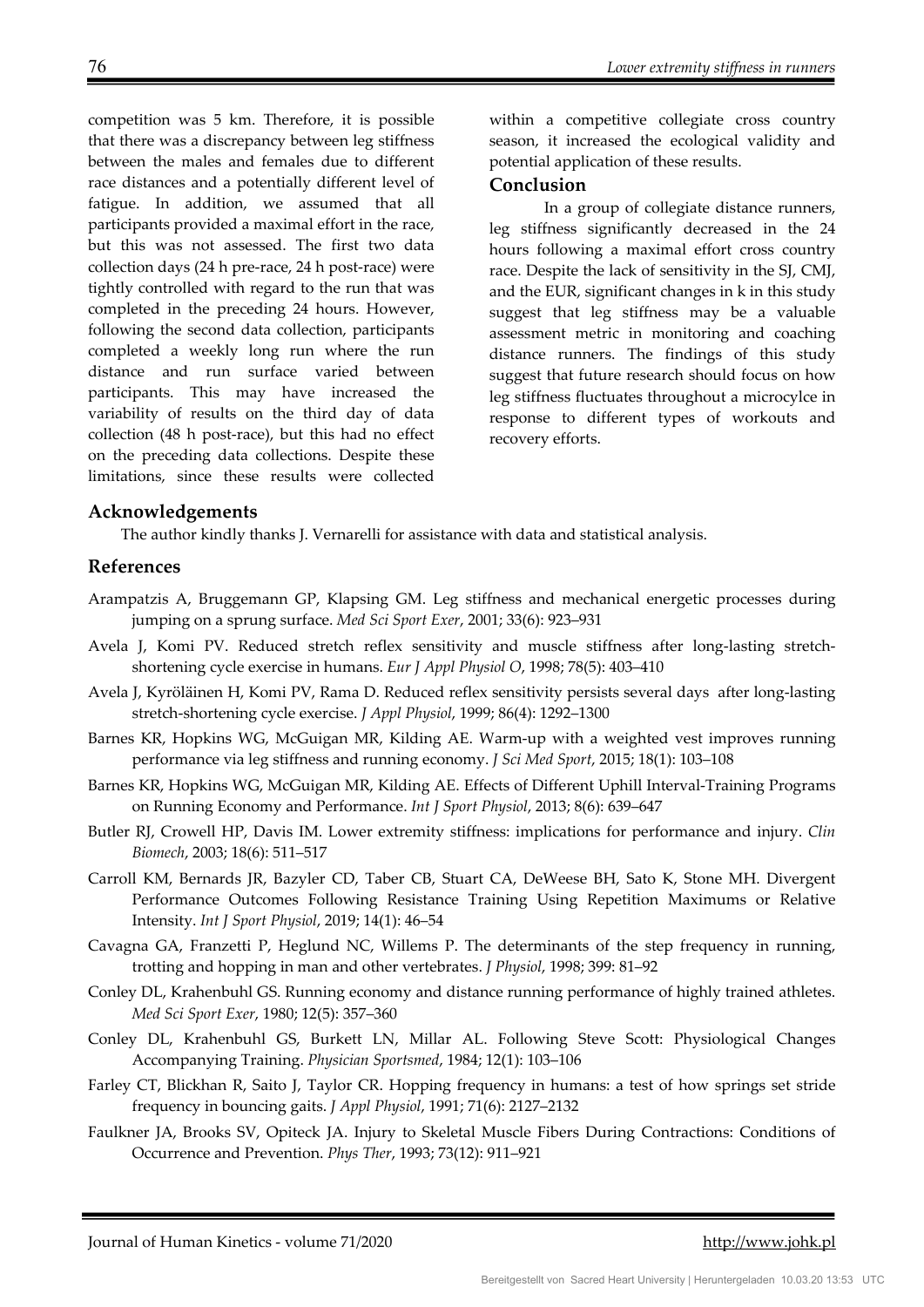competition was 5 km. Therefore, it is possible that there was a discrepancy between leg stiffness between the males and females due to different race distances and a potentially different level of fatigue. In addition, we assumed that all participants provided a maximal effort in the race, but this was not assessed. The first two data collection days (24 h pre-race, 24 h post-race) were tightly controlled with regard to the run that was completed in the preceding 24 hours. However, following the second data collection, participants completed a weekly long run where the run distance and run surface varied between participants. This may have increased the variability of results on the third day of data collection (48 h post-race), but this had no effect on the preceding data collections. Despite these limitations, since these results were collected within a competitive collegiate cross country season, it increased the ecological validity and potential application of these results.

## Conclusion

In a group of collegiate distance runners, leg stiffness significantly decreased in the 24 hours following a maximal effort cross country race. Despite the lack of sensitivity in the SJ, CMJ, and the EUR, significant changes in k in this study suggest that leg stiffness may be a valuable assessment metric in monitoring and coaching distance runners. The findings of this study suggest that future research should focus on how leg stiffness fluctuates throughout a microcylce in response to different types of workouts and recovery efforts.

## Acknowledgements

The author kindly thanks J. Vernarelli for assistance with data and statistical analysis.

## References

Arampatzis A, Bruggemann GP, Klapsing GM. Leg stiffness and mechanical energetic processes during jumping on a sprung surface. *Med Sci Sport Exer*, 2001; 33(6): 923–931

Avela J, Komi PV. Reduced stretch reflex sensitivity and muscle stiffness after long-lasting stretch-shortening cycle exercise in humans. *Eur J Appl Physiol O*, 1998; 78(5): 403–410

Avela J, Kyröläinen H, Komi PV, Rama D. Reduced reflex sensitivity persists several days after long-lasting stretch-shortening cycle exercise. *J Appl Physiol*, 1999; 86(4): 1292–1300

Barnes KR, Hopkins WG, McGuigan MR, Kilding AE. Warm-up with a weighted vest improves running performance via leg stiffness and running economy. *J Sci Med Sport*, 2015; 18(1): 103–108

Barnes KR, Hopkins WG, McGuigan MR, Kilding AE. Effects of Different Uphill Interval-Training Programs on Running Economy and Performance. *Int J Sport Physiol*, 2013; 8(6): 639–647

Butler RJ, Crowell HP, Davis IM. Lower extremity stiffness: implications for performance and injury. *Clin Biomech*, 2003; 18(6): 511–517

Carroll KM, Bernards JR, Bazyler CD, Taber CB, Stuart CA, DeWeese BH, Sato K, Stone MH. Divergent Performance Outcomes Following Resistance Training Using Repetition Maximums or Relative Intensity. *Int J Sport Physiol*, 2019; 14(1): 46–54

Cavagna GA, Franzetti P, Heglund NC, Willems P. The determinants of the step frequency in running, trotting and hopping in man and other vertebrates. *J Physiol*, 1998; 399: 81–92

Conley DL, Krahenbuhl GS. Running economy and distance running performance of highly trained athletes. *Med Sci Sport Exer*, 1980; 12(5): 357–360

Conley DL, Krahenbuhl GS, Burkett LN, Millar AL. Following Steve Scott: Physiological Changes Accompanying Training. *Physician Sportsmed*, 1984; 12(1): 103–106

Farley CT, Blickhan R, Saito J, Taylor CR. Hopping frequency in humans: a test of how springs set stride frequency in bouncing gaits. *J Appl Physiol*, 1991; 71(6): 2127–2132

Faulkner JA, Brooks SV, Opiteck JA. Injury to Skeletal Muscle Fibers During Contractions: Conditions of Occurrence and Prevention. *Phys Ther*, 1993; 73(12): 911–921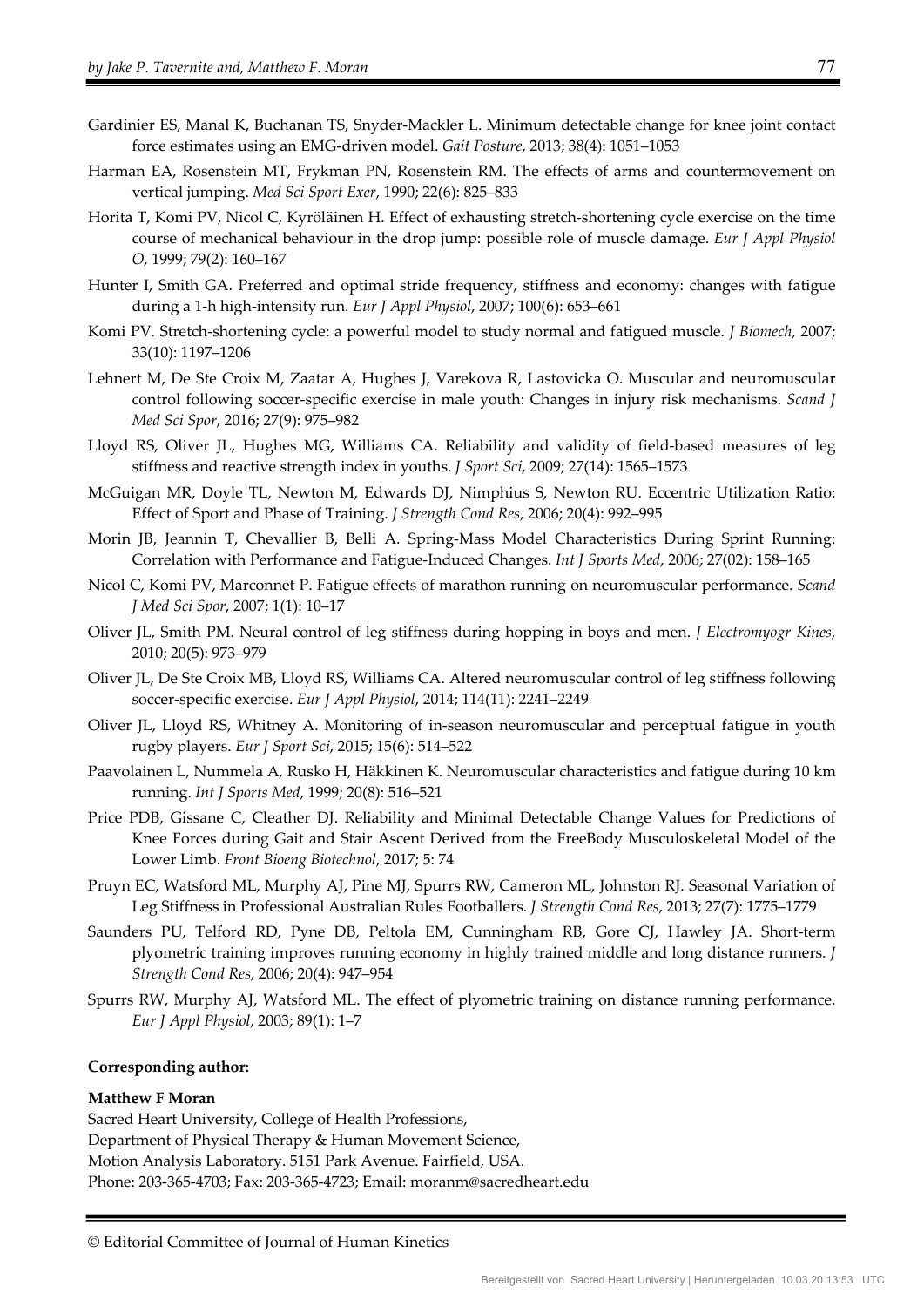Gardinier ES, Manal K, Buchanan TS, Snyder-Mackler L. Minimum detectable change for knee joint contact force estimates using an EMG-driven model. *Gait Posture*, 2013; 38(4): 1051–1053

Harman EA, Rosenstein MT, Frykman PN, Rosenstein RM. The effects of arms and countermovement on vertical jumping. *Med Sci Sport Exer*, 1990; 22(6): 825–833

Horita T, Komi PV, Nicol C, Kyröläinen H. Effect of exhausting stretch-shortening cycle exercise on the time course of mechanical behaviour in the drop jump: possible role of muscle damage. *Eur J Appl Physiol O*, 1999; 79(2): 160–167

Hunter I, Smith GA. Preferred and optimal stride frequency, stiffness and economy: changes with fatigue during a 1-h high-intensity run. *Eur J Appl Physiol*, 2007; 100(6): 653–661

Komi PV. Stretch-shortening cycle: a powerful model to study normal and fatigued muscle. *J Biomech*, 2007; 33(10): 1197–1206

Lehnert M, De Ste Croix M, Zaatar A, Hughes J, Varekova R, Lastovicka O. Muscular and neuromuscular control following soccer-specific exercise in male youth: Changes in injury risk mechanisms. *Scand J Med Sci Spor*, 2016; 27(9): 975–982

Lloyd RS, Oliver JL, Hughes MG, Williams CA. Reliability and validity of field-based measures of leg stiffness and reactive strength index in youths. *J Sport Sci*, 2009; 27(14): 1565–1573

McGuigan MR, Doyle TL, Newton M, Edwards DJ, Nimphius S, Newton RU. Eccentric Utilization Ratio: Effect of Sport and Phase of Training. *J Strength Cond Res*, 2006; 20(4): 992–995

Morin JB, Jeannin T, Chevallier B, Belli A. Spring-Mass Model Characteristics During Sprint Running: Correlation with Performance and Fatigue-Induced Changes. *Int J Sports Med*, 2006; 27(02): 158–165

Nicol C, Komi PV, Marconnet P. Fatigue effects of marathon running on neuromuscular performance. *Scand J Med Sci Spor*, 2007; 1(1): 10–17

Oliver JL, Smith PM. Neural control of leg stiffness during hopping in boys and men. *J Electromyogr Kines*, 2010; 20(5): 973–979

Oliver JL, De Ste Croix MB, Lloyd RS, Williams CA. Altered neuromuscular control of leg stiffness following soccer-specific exercise. *Eur J Appl Physiol*, 2014; 114(11): 2241–2249

Oliver JL, Lloyd RS, Whitney A. Monitoring of in-season neuromuscular and perceptual fatigue in youth rugby players. *Eur J Sport Sci*, 2015; 15(6): 514–522

Paavolainen L, Nummela A, Rusko H, Häkkinen K. Neuromuscular characteristics and fatigue during 10 km running. *Int J Sports Med*, 1999; 20(8): 516–521

Price PDB, Gissane C, Cleather DJ. Reliability and Minimal Detectable Change Values for Predictions of Knee Forces during Gait and Stair Ascent Derived from the FreeBody Musculoskeletal Model of the Lower Limb. *Front Bioeng Biotechnol*, 2017; 5: 74

Pruyn EC, Watsford ML, Murphy AJ, Pine MJ, Spurrs RW, Cameron ML, Johnston RJ. Seasonal Variation of Leg Stiffness in Professional Australian Rules Footballers. *J Strength Cond Res*, 2013; 27(7): 1775–1779

Saunders PU, Telford RD, Pyne DB, Peltola EM, Cunningham RB, Gore CJ, Hawley JA. Short-term plyometric training improves running economy in highly trained middle and long distance runners. *J Strength Cond Res*, 2006; 20(4): 947–954

Spurrs RW, Murphy AJ, Watsford ML. The effect of plyometric training on distance running performance. *Eur J Appl Physiol*, 2003; 89(1): 1–7

**Corresponding author:**

**Matthew F Moran**

Sacred Heart University, College of Health Professions,
Department of Physical Therapy & Human Movement Science,
Motion Analysis Laboratory. 5151 Park Avenue. Fairfield, USA.
Phone: 203-365-4703; Fax: 203-365-4723; Email: moranm@sacredheart.edu

© Editorial Committee of Journal of Human Kinetics